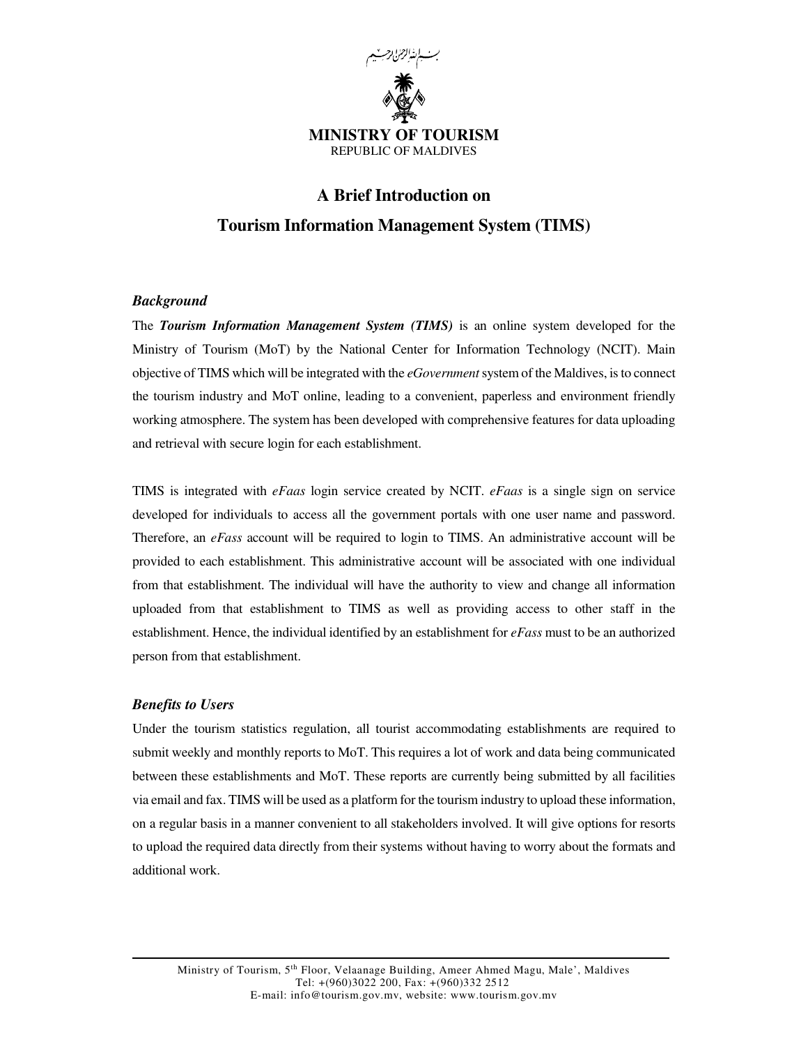بسم الله الرحمن الرحيم

**MINISTRY OF TOURISM**
REPUBLIC OF MALDIVES

# A Brief Introduction on Tourism Information Management System (TIMS)

### *Background*

The ***Tourism Information Management System (TIMS)*** is an online system developed for the Ministry of Tourism (MoT) by the National Center for Information Technology (NCIT). Main objective of TIMS which will be integrated with the *eGovernment* system of the Maldives, is to connect the tourism industry and MoT online, leading to a convenient, paperless and environment friendly working atmosphere. The system has been developed with comprehensive features for data uploading and retrieval with secure login for each establishment.

TIMS is integrated with *eFaas* login service created by NCIT. *eFaas* is a single sign on service developed for individuals to access all the government portals with one user name and password. Therefore, an *eFass* account will be required to login to TIMS. An administrative account will be provided to each establishment. This administrative account will be associated with one individual from that establishment. The individual will have the authority to view and change all information uploaded from that establishment to TIMS as well as providing access to other staff in the establishment. Hence, the individual identified by an establishment for *eFass* must to be an authorized person from that establishment.

### *Benefits to Users*

Under the tourism statistics regulation, all tourist accommodating establishments are required to submit weekly and monthly reports to MoT. This requires a lot of work and data being communicated between these establishments and MoT. These reports are currently being submitted by all facilities via email and fax. TIMS will be used as a platform for the tourism industry to upload these information, on a regular basis in a manner convenient to all stakeholders involved. It will give options for resorts to upload the required data directly from their systems without having to worry about the formats and additional work.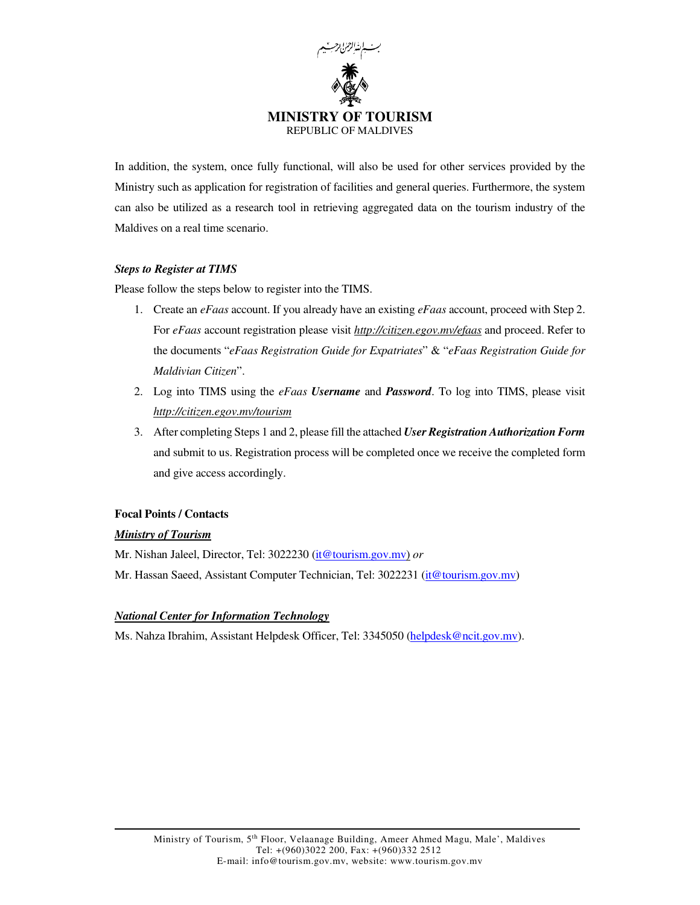بسم الله الرحمن الرحيم

**MINISTRY OF TOURISM**
REPUBLIC OF MALDIVES

In addition, the system, once fully functional, will also be used for other services provided by the Ministry such as application for registration of facilities and general queries. Furthermore, the system can also be utilized as a research tool in retrieving aggregated data on the tourism industry of the Maldives on a real time scenario.

***Steps to Register at TIMS***

Please follow the steps below to register into the TIMS.

1. Create an *eFaas* account. If you already have an existing *eFaas* account, proceed with Step 2. For *eFaas* account registration please visit *http://citizen.egov.mv/efaas* and proceed. Refer to the documents "*eFaas Registration Guide for Expatriates*" & "*eFaas Registration Guide for Maldivian Citizen*".
2. Log into TIMS using the *eFaas* ***Username*** and ***Password***. To log into TIMS, please visit *http://citizen.egov.mv/tourism*
3. After completing Steps 1 and 2, please fill the attached ***User Registration Authorization Form*** and submit to us. Registration process will be completed once we receive the completed form and give access accordingly.

**Focal Points / Contacts**

***Ministry of Tourism***

Mr. Nishan Jaleel, Director, Tel: 3022230 (it@tourism.gov.mv) *or*

Mr. Hassan Saeed, Assistant Computer Technician, Tel: 3022231 (it@tourism.gov.mv)

***National Center for Information Technology***

Ms. Nahza Ibrahim, Assistant Helpdesk Officer, Tel: 3345050 (helpdesk@ncit.gov.mv).

Ministry of Tourism, 5th Floor, Velaanage Building, Ameer Ahmed Magu, Male', Maldives
Tel: +(960)3022 200, Fax: +(960)332 2512
E-mail: info@tourism.gov.mv, website: www.tourism.gov.mv